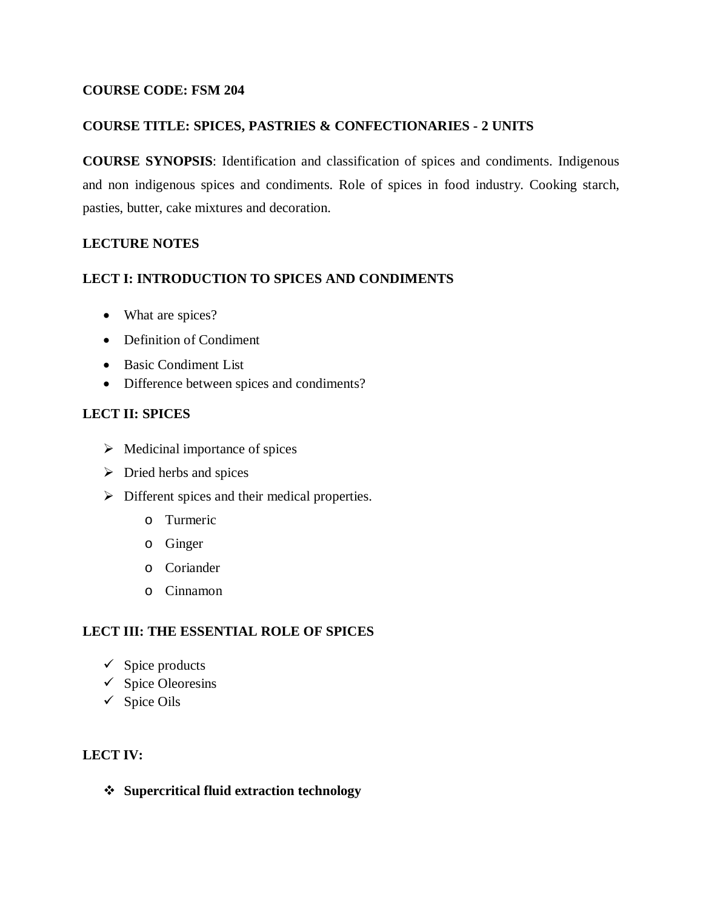**COURSE CODE: FSM 204**

**COURSE TITLE: SPICES, PASTRIES & CONFECTIONARIES - 2 UNITS**

**COURSE SYNOPSIS**: Identification and classification of spices and condiments. Indigenous and non indigenous spices and condiments. Role of spices in food industry. Cooking starch, pasties, butter, cake mixtures and decoration.

**LECTURE NOTES**

**LECT I: INTRODUCTION TO SPICES AND CONDIMENTS**

- What are spices?
- Definition of Condiment
- Basic Condiment List
- Difference between spices and condiments?

**LECT II: SPICES**

- Medicinal importance of spices
- Dried herbs and spices
- Different spices and their medical properties.
  - Turmeric
  - Ginger
  - Coriander
  - Cinnamon

**LECT III: THE ESSENTIAL ROLE OF SPICES**

- Spice products
- Spice Oleoresins
- Spice Oils

**LECT IV:**

- **Supercritical fluid extraction technology**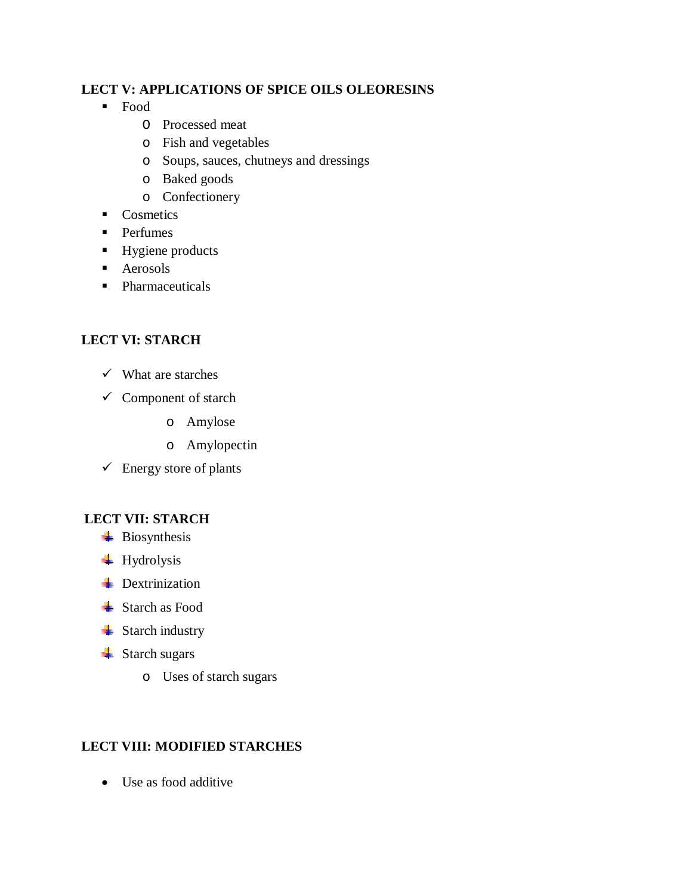**LECT V: APPLICATIONS OF SPICE OILS OLEORESINS**

- Food
  - Processed meat
  - Fish and vegetables
  - Soups, sauces, chutneys and dressings
  - Baked goods
  - Confectionery
- Cosmetics
- Perfumes
- Hygiene products
- Aerosols
- Pharmaceuticals

**LECT VI: STARCH**

- ✓ What are starches
- ✓ Component of starch
  - Amylose
  - Amylopectin
- ✓ Energy store of plants

**LECT VII: STARCH**

- Biosynthesis
- Hydrolysis
- Dextrinization
- Starch as Food
- Starch industry
- Starch sugars
  - Uses of starch sugars

**LECT VIII: MODIFIED STARCHES**

- Use as food additive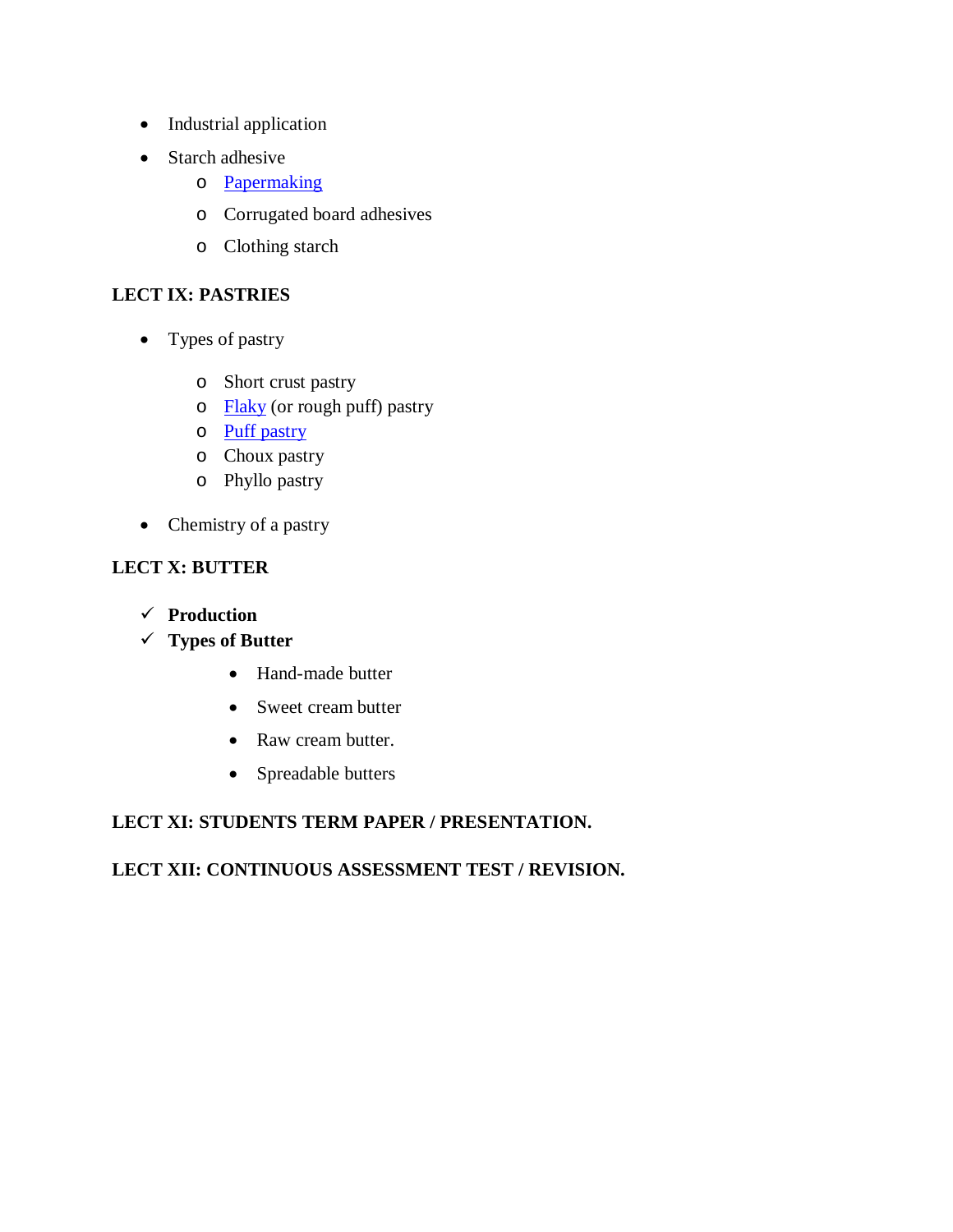- Industrial application
- Starch adhesive
  - Papermaking
  - Corrugated board adhesives
  - Clothing starch

**LECT IX: PASTRIES**

- Types of pastry
  - Short crust pastry
  - Flaky (or rough puff) pastry
  - Puff pastry
  - Choux pastry
  - Phyllo pastry
- Chemistry of a pastry

**LECT X: BUTTER**

- ✓ **Production**
- ✓ **Types of Butter**
  - Hand-made butter
  - Sweet cream butter
  - Raw cream butter.
  - Spreadable butters

**LECT XI: STUDENTS TERM PAPER / PRESENTATION.**

**LECT XII: CONTINUOUS ASSESSMENT TEST / REVISION.**